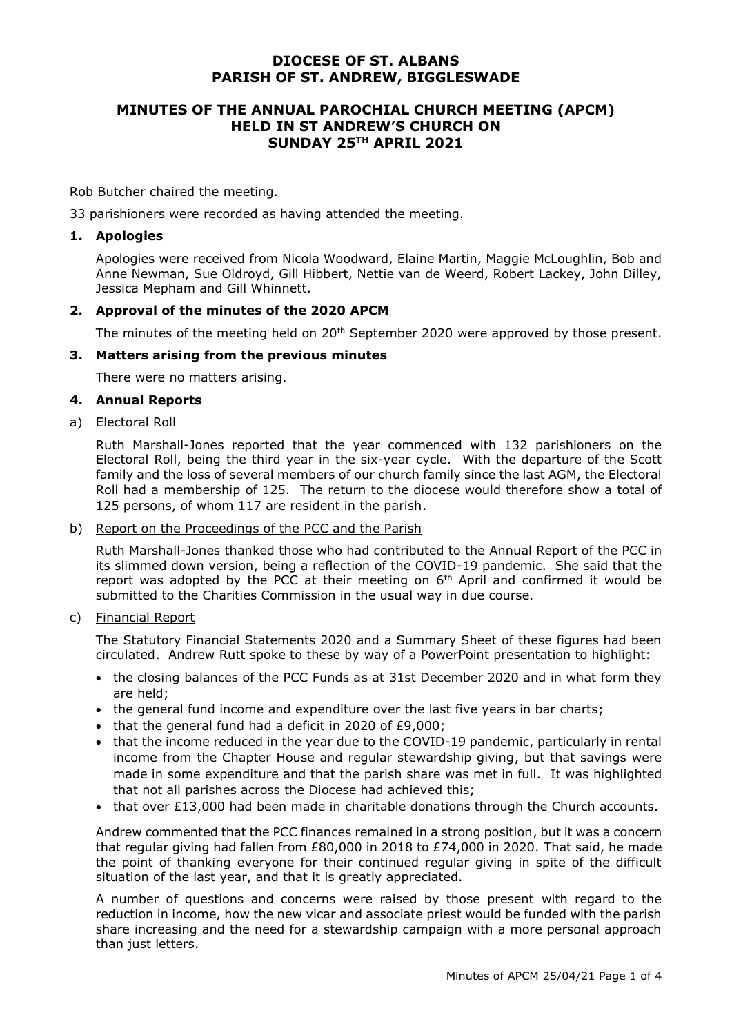# DIOCESE OF ST. ALBANS
# PARISH OF ST. ANDREW, BIGGLESWADE

## MINUTES OF THE ANNUAL PAROCHIAL CHURCH MEETING (APCM) HELD IN ST ANDREW'S CHURCH ON SUNDAY 25TH APRIL 2021

Rob Butcher chaired the meeting.

33 parishioners were recorded as having attended the meeting.

### 1. Apologies

Apologies were received from Nicola Woodward, Elaine Martin, Maggie McLoughlin, Bob and Anne Newman, Sue Oldroyd, Gill Hibbert, Nettie van de Weerd, Robert Lackey, John Dilley, Jessica Mepham and Gill Whinnett.

### 2. Approval of the minutes of the 2020 APCM

The minutes of the meeting held on 20th September 2020 were approved by those present.

### 3. Matters arising from the previous minutes

There were no matters arising.

### 4. Annual Reports

a) Electoral Roll

Ruth Marshall-Jones reported that the year commenced with 132 parishioners on the Electoral Roll, being the third year in the six-year cycle. With the departure of the Scott family and the loss of several members of our church family since the last AGM, the Electoral Roll had a membership of 125. The return to the diocese would therefore show a total of 125 persons, of whom 117 are resident in the parish.

b) Report on the Proceedings of the PCC and the Parish

Ruth Marshall-Jones thanked those who had contributed to the Annual Report of the PCC in its slimmed down version, being a reflection of the COVID-19 pandemic. She said that the report was adopted by the PCC at their meeting on 6th April and confirmed it would be submitted to the Charities Commission in the usual way in due course.

c) Financial Report

The Statutory Financial Statements 2020 and a Summary Sheet of these figures had been circulated. Andrew Rutt spoke to these by way of a PowerPoint presentation to highlight:

- the closing balances of the PCC Funds as at 31st December 2020 and in what form they are held;
- the general fund income and expenditure over the last five years in bar charts;
- that the general fund had a deficit in 2020 of £9,000;
- that the income reduced in the year due to the COVID-19 pandemic, particularly in rental income from the Chapter House and regular stewardship giving, but that savings were made in some expenditure and that the parish share was met in full. It was highlighted that not all parishes across the Diocese had achieved this;
- that over £13,000 had been made in charitable donations through the Church accounts.

Andrew commented that the PCC finances remained in a strong position, but it was a concern that regular giving had fallen from £80,000 in 2018 to £74,000 in 2020. That said, he made the point of thanking everyone for their continued regular giving in spite of the difficult situation of the last year, and that it is greatly appreciated.

A number of questions and concerns were raised by those present with regard to the reduction in income, how the new vicar and associate priest would be funded with the parish share increasing and the need for a stewardship campaign with a more personal approach than just letters.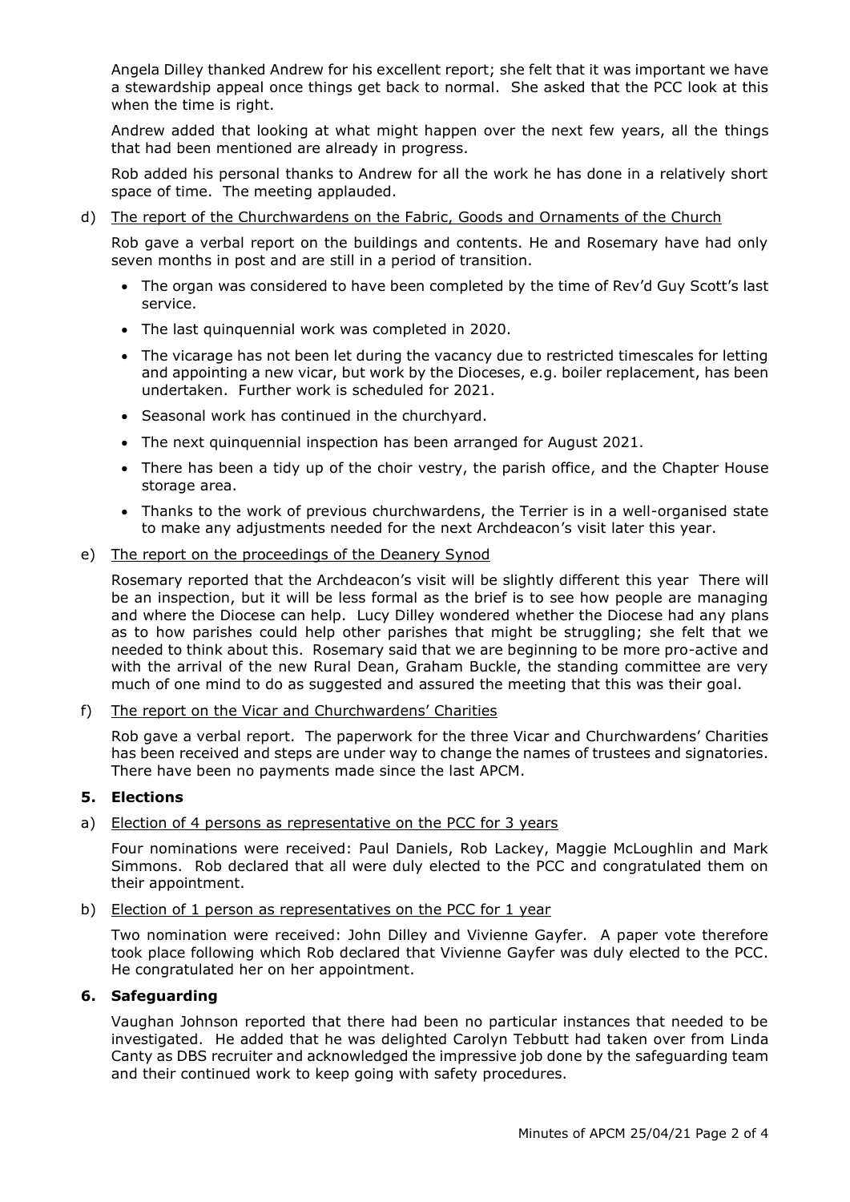Angela Dilley thanked Andrew for his excellent report; she felt that it was important we have a stewardship appeal once things get back to normal. She asked that the PCC look at this when the time is right.

Andrew added that looking at what might happen over the next few years, all the things that had been mentioned are already in progress.

Rob added his personal thanks to Andrew for all the work he has done in a relatively short space of time. The meeting applauded.

d) The report of the Churchwardens on the Fabric, Goods and Ornaments of the Church

Rob gave a verbal report on the buildings and contents. He and Rosemary have had only seven months in post and are still in a period of transition.

- The organ was considered to have been completed by the time of Rev'd Guy Scott's last service.
- The last quinquennial work was completed in 2020.
- The vicarage has not been let during the vacancy due to restricted timescales for letting and appointing a new vicar, but work by the Dioceses, e.g. boiler replacement, has been undertaken. Further work is scheduled for 2021.
- Seasonal work has continued in the churchyard.
- The next quinquennial inspection has been arranged for August 2021.
- There has been a tidy up of the choir vestry, the parish office, and the Chapter House storage area.
- Thanks to the work of previous churchwardens, the Terrier is in a well-organised state to make any adjustments needed for the next Archdeacon's visit later this year.

e) The report on the proceedings of the Deanery Synod

Rosemary reported that the Archdeacon's visit will be slightly different this year There will be an inspection, but it will be less formal as the brief is to see how people are managing and where the Diocese can help. Lucy Dilley wondered whether the Diocese had any plans as to how parishes could help other parishes that might be struggling; she felt that we needed to think about this. Rosemary said that we are beginning to be more pro-active and with the arrival of the new Rural Dean, Graham Buckle, the standing committee are very much of one mind to do as suggested and assured the meeting that this was their goal.

f) The report on the Vicar and Churchwardens' Charities

Rob gave a verbal report. The paperwork for the three Vicar and Churchwardens' Charities has been received and steps are under way to change the names of trustees and signatories. There have been no payments made since the last APCM.

## 5. Elections

a) Election of 4 persons as representative on the PCC for 3 years

Four nominations were received: Paul Daniels, Rob Lackey, Maggie McLoughlin and Mark Simmons. Rob declared that all were duly elected to the PCC and congratulated them on their appointment.

b) Election of 1 person as representatives on the PCC for 1 year

Two nomination were received: John Dilley and Vivienne Gayfer. A paper vote therefore took place following which Rob declared that Vivienne Gayfer was duly elected to the PCC. He congratulated her on her appointment.

## 6. Safeguarding

Vaughan Johnson reported that there had been no particular instances that needed to be investigated. He added that he was delighted Carolyn Tebbutt had taken over from Linda Canty as DBS recruiter and acknowledged the impressive job done by the safeguarding team and their continued work to keep going with safety procedures.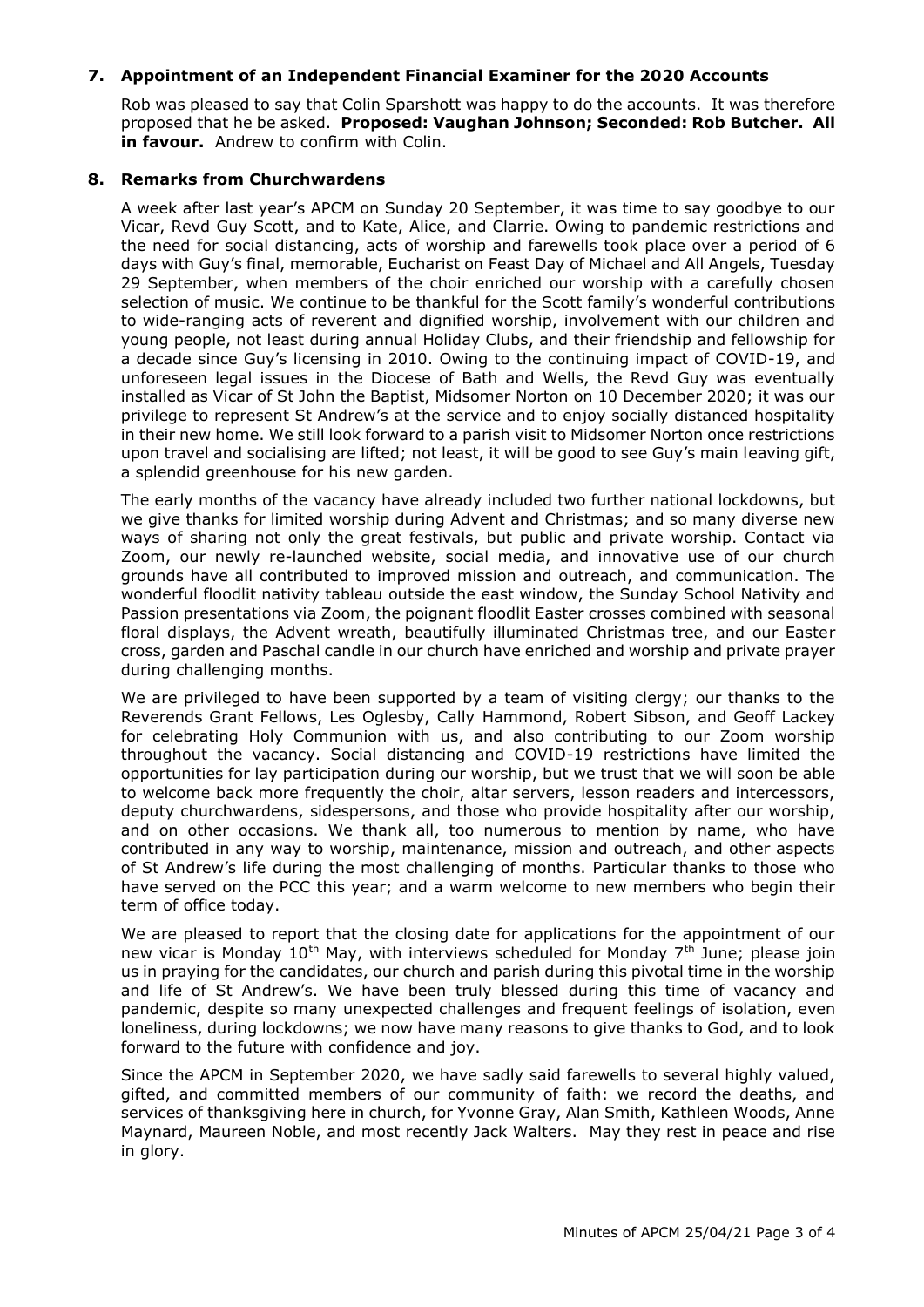## 7. Appointment of an Independent Financial Examiner for the 2020 Accounts

Rob was pleased to say that Colin Sparshott was happy to do the accounts. It was therefore proposed that he be asked. **Proposed: Vaughan Johnson; Seconded: Rob Butcher. All in favour.** Andrew to confirm with Colin.

## 8. Remarks from Churchwardens

A week after last year's APCM on Sunday 20 September, it was time to say goodbye to our Vicar, Revd Guy Scott, and to Kate, Alice, and Clarrie. Owing to pandemic restrictions and the need for social distancing, acts of worship and farewells took place over a period of 6 days with Guy's final, memorable, Eucharist on Feast Day of Michael and All Angels, Tuesday 29 September, when members of the choir enriched our worship with a carefully chosen selection of music. We continue to be thankful for the Scott family's wonderful contributions to wide-ranging acts of reverent and dignified worship, involvement with our children and young people, not least during annual Holiday Clubs, and their friendship and fellowship for a decade since Guy's licensing in 2010. Owing to the continuing impact of COVID-19, and unforeseen legal issues in the Diocese of Bath and Wells, the Revd Guy was eventually installed as Vicar of St John the Baptist, Midsomer Norton on 10 December 2020; it was our privilege to represent St Andrew's at the service and to enjoy socially distanced hospitality in their new home. We still look forward to a parish visit to Midsomer Norton once restrictions upon travel and socialising are lifted; not least, it will be good to see Guy's main leaving gift, a splendid greenhouse for his new garden.

The early months of the vacancy have already included two further national lockdowns, but we give thanks for limited worship during Advent and Christmas; and so many diverse new ways of sharing not only the great festivals, but public and private worship. Contact via Zoom, our newly re-launched website, social media, and innovative use of our church grounds have all contributed to improved mission and outreach, and communication. The wonderful floodlit nativity tableau outside the east window, the Sunday School Nativity and Passion presentations via Zoom, the poignant floodlit Easter crosses combined with seasonal floral displays, the Advent wreath, beautifully illuminated Christmas tree, and our Easter cross, garden and Paschal candle in our church have enriched and worship and private prayer during challenging months.

We are privileged to have been supported by a team of visiting clergy; our thanks to the Reverends Grant Fellows, Les Oglesby, Cally Hammond, Robert Sibson, and Geoff Lackey for celebrating Holy Communion with us, and also contributing to our Zoom worship throughout the vacancy. Social distancing and COVID-19 restrictions have limited the opportunities for lay participation during our worship, but we trust that we will soon be able to welcome back more frequently the choir, altar servers, lesson readers and intercessors, deputy churchwardens, sidespersons, and those who provide hospitality after our worship, and on other occasions. We thank all, too numerous to mention by name, who have contributed in any way to worship, maintenance, mission and outreach, and other aspects of St Andrew's life during the most challenging of months. Particular thanks to those who have served on the PCC this year; and a warm welcome to new members who begin their term of office today.

We are pleased to report that the closing date for applications for the appointment of our new vicar is Monday 10th May, with interviews scheduled for Monday 7th June; please join us in praying for the candidates, our church and parish during this pivotal time in the worship and life of St Andrew's. We have been truly blessed during this time of vacancy and pandemic, despite so many unexpected challenges and frequent feelings of isolation, even loneliness, during lockdowns; we now have many reasons to give thanks to God, and to look forward to the future with confidence and joy.

Since the APCM in September 2020, we have sadly said farewells to several highly valued, gifted, and committed members of our community of faith: we record the deaths, and services of thanksgiving here in church, for Yvonne Gray, Alan Smith, Kathleen Woods, Anne Maynard, Maureen Noble, and most recently Jack Walters. May they rest in peace and rise in glory.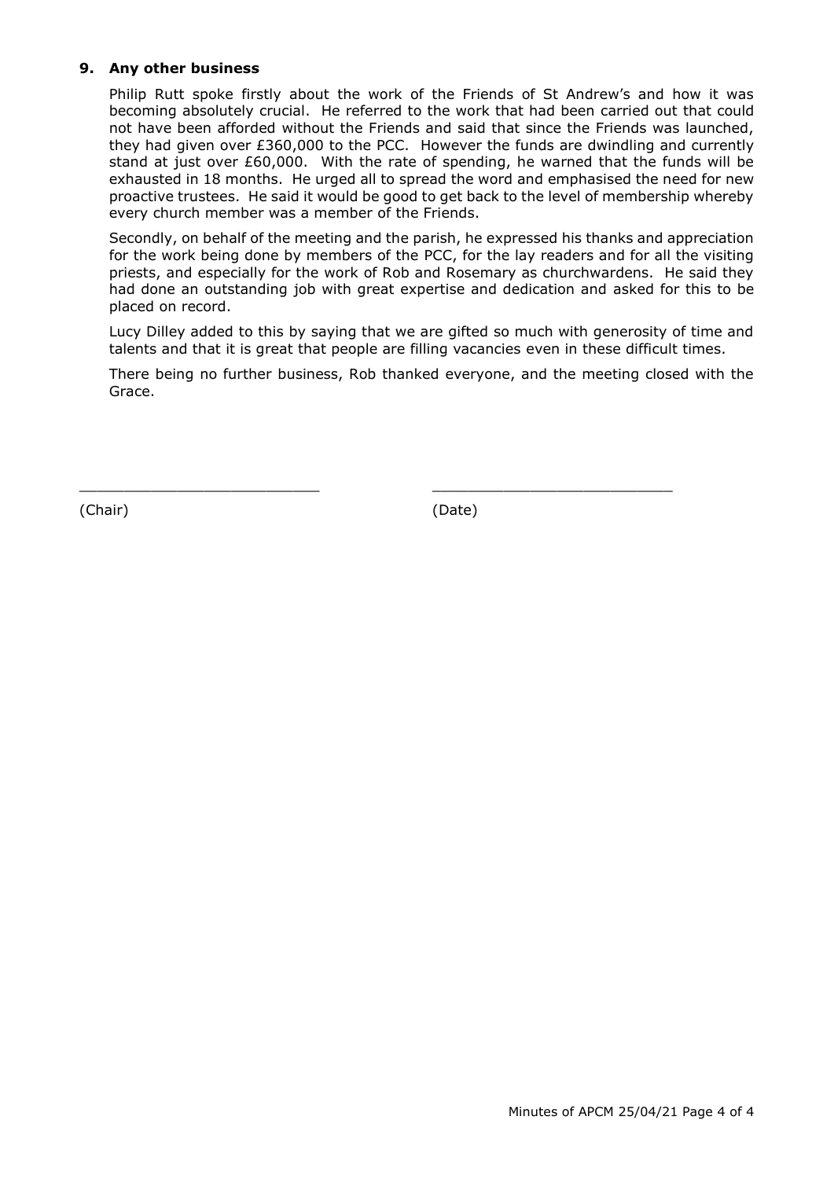## 9. Any other business

Philip Rutt spoke firstly about the work of the Friends of St Andrew's and how it was becoming absolutely crucial. He referred to the work that had been carried out that could not have been afforded without the Friends and said that since the Friends was launched, they had given over £360,000 to the PCC. However the funds are dwindling and currently stand at just over £60,000. With the rate of spending, he warned that the funds will be exhausted in 18 months. He urged all to spread the word and emphasised the need for new proactive trustees. He said it would be good to get back to the level of membership whereby every church member was a member of the Friends.

Secondly, on behalf of the meeting and the parish, he expressed his thanks and appreciation for the work being done by members of the PCC, for the lay readers and for all the visiting priests, and especially for the work of Rob and Rosemary as churchwardens. He said they had done an outstanding job with great expertise and dedication and asked for this to be placed on record.

Lucy Dilley added to this by saying that we are gifted so much with generosity of time and talents and that it is great that people are filling vacancies even in these difficult times.

There being no further business, Rob thanked everyone, and the meeting closed with the Grace.

\_\_\_\_\_\_\_\_\_\_\_\_\_\_\_\_\_\_\_\_\_\_\_\_\_\_\_ \_\_\_\_\_\_\_\_\_\_\_\_\_\_\_\_\_\_\_\_\_\_\_\_\_\_\_

(Chair) (Date)